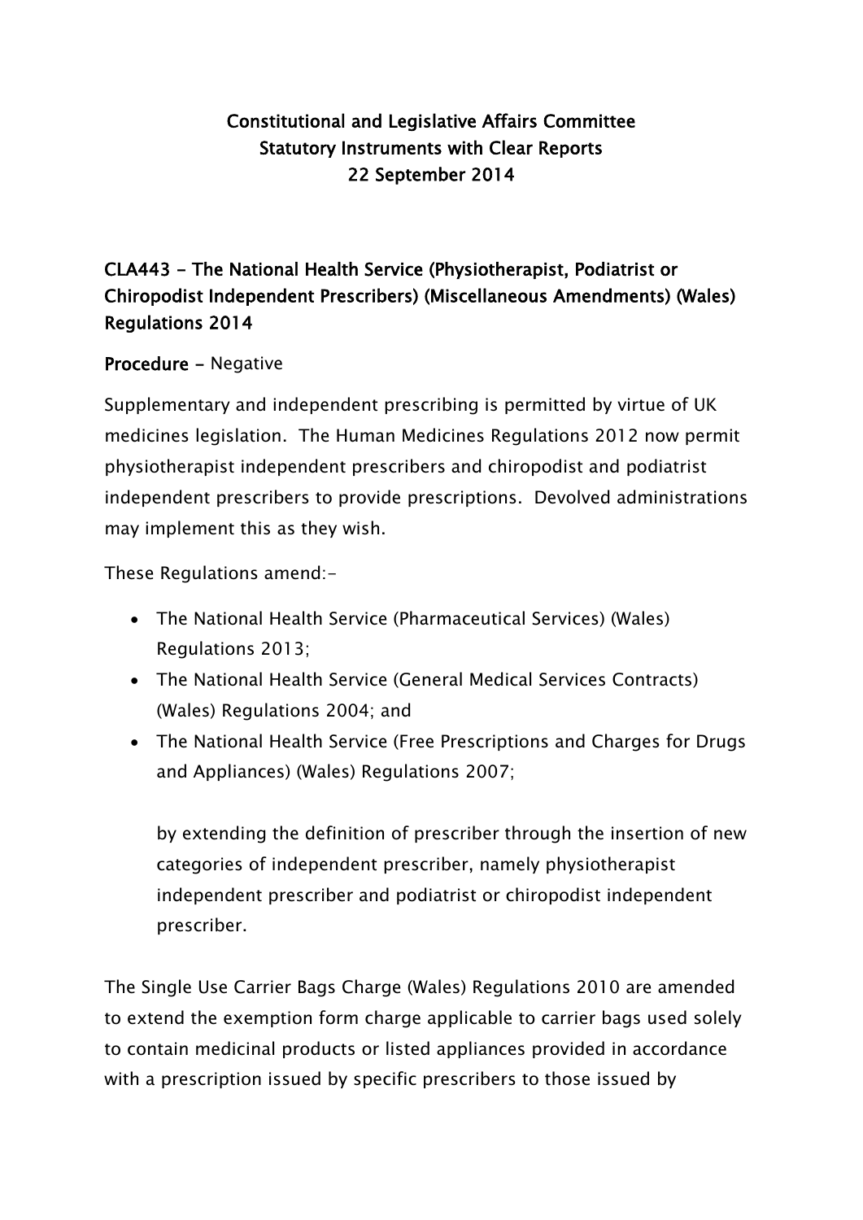# Constitutional and Legislative Affairs Committee
## Statutory Instruments with Clear Reports
## 22 September 2014

### CLA443 - The National Health Service (Physiotherapist, Podiatrist or Chiropodist Independent Prescribers) (Miscellaneous Amendments) (Wales) Regulations 2014

**Procedure -** Negative

Supplementary and independent prescribing is permitted by virtue of UK medicines legislation. The Human Medicines Regulations 2012 now permit physiotherapist independent prescribers and chiropodist and podiatrist independent prescribers to provide prescriptions. Devolved administrations may implement this as they wish.

These Regulations amend:-

- The National Health Service (Pharmaceutical Services) (Wales) Regulations 2013;
- The National Health Service (General Medical Services Contracts) (Wales) Regulations 2004; and
- The National Health Service (Free Prescriptions and Charges for Drugs and Appliances) (Wales) Regulations 2007;

  by extending the definition of prescriber through the insertion of new categories of independent prescriber, namely physiotherapist independent prescriber and podiatrist or chiropodist independent prescriber.

The Single Use Carrier Bags Charge (Wales) Regulations 2010 are amended to extend the exemption form charge applicable to carrier bags used solely to contain medicinal products or listed appliances provided in accordance with a prescription issued by specific prescribers to those issued by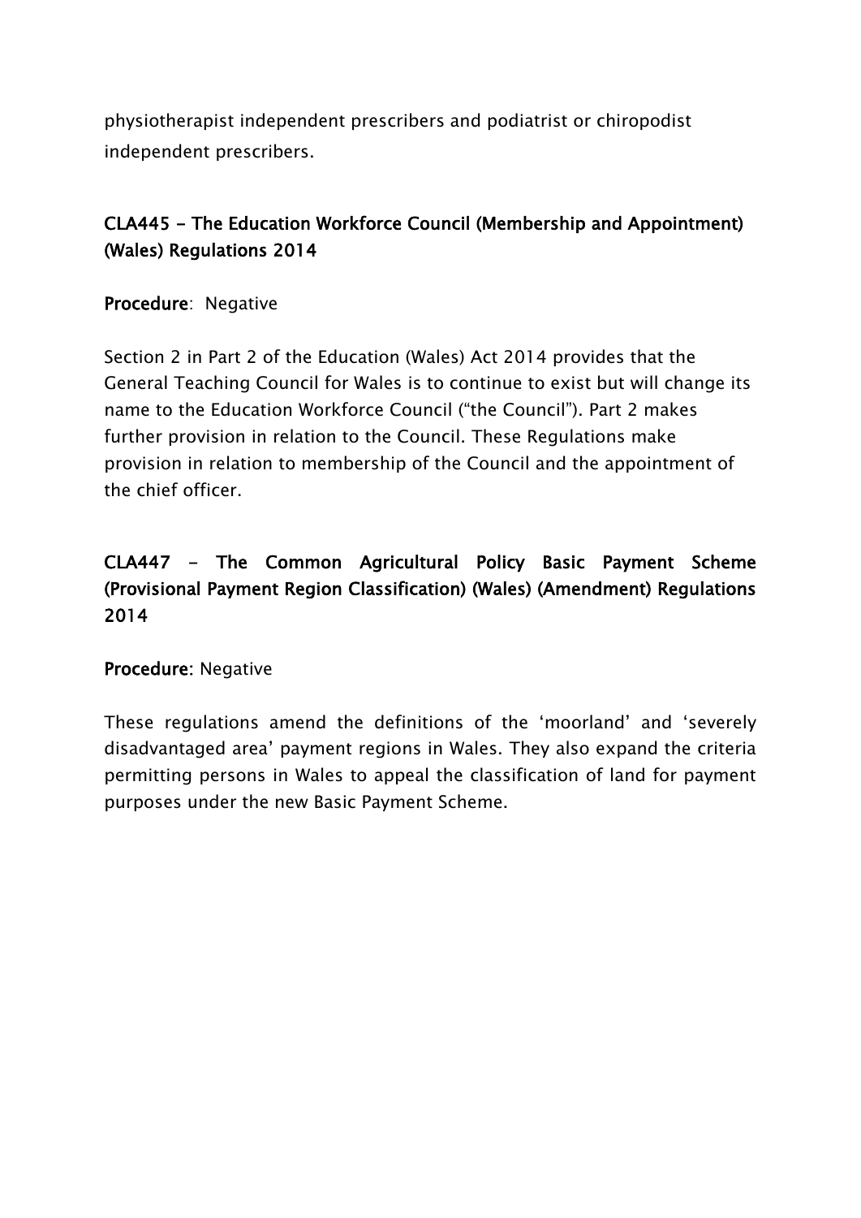physiotherapist independent prescribers and podiatrist or chiropodist independent prescribers.

## CLA445 - The Education Workforce Council (Membership and Appointment) (Wales) Regulations 2014

**Procedure**: Negative

Section 2 in Part 2 of the Education (Wales) Act 2014 provides that the General Teaching Council for Wales is to continue to exist but will change its name to the Education Workforce Council ("the Council"). Part 2 makes further provision in relation to the Council. These Regulations make provision in relation to membership of the Council and the appointment of the chief officer.

## CLA447 - The Common Agricultural Policy Basic Payment Scheme (Provisional Payment Region Classification) (Wales) (Amendment) Regulations 2014

**Procedure**: Negative

These regulations amend the definitions of the 'moorland' and 'severely disadvantaged area' payment regions in Wales. They also expand the criteria permitting persons in Wales to appeal the classification of land for payment purposes under the new Basic Payment Scheme.